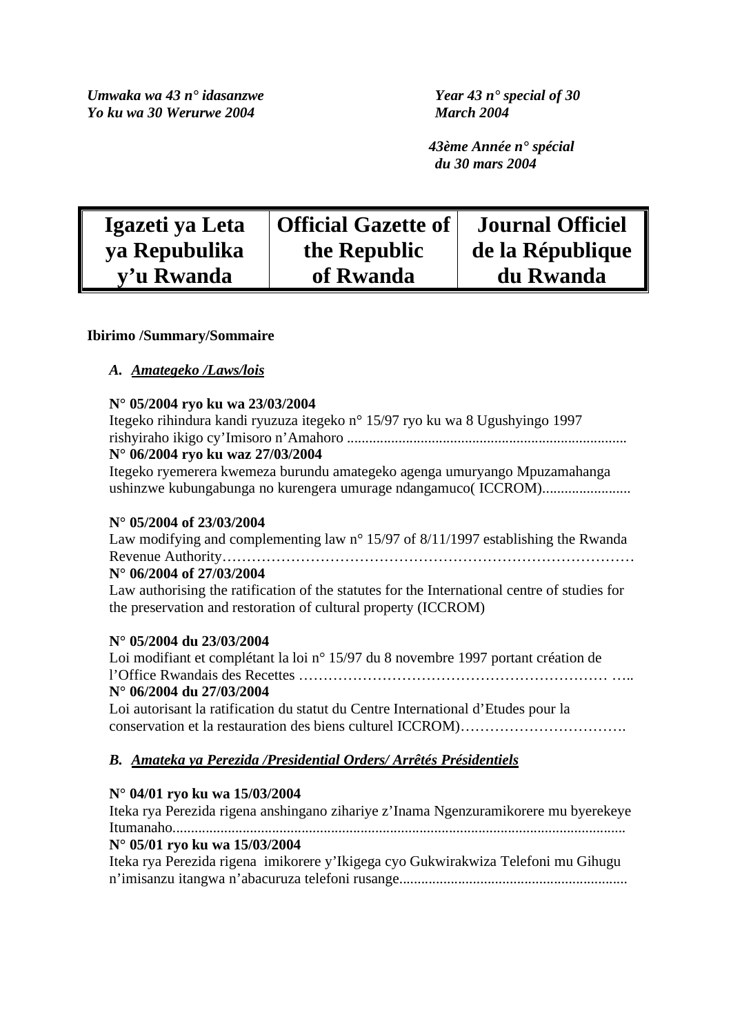*Umwaka wa 43 n° idasanzwe*
*Yo ku wa 30 Werurwe 2004*

*Year 43 n° special of 30*
*March 2004*

*43ème Année n° spécial*
*du 30 mars 2004*

| Igazeti ya Leta ya Repubulika y'u Rwanda | Official Gazette of the Republic of Rwanda | Journal Officiel de la République du Rwanda |
|---|---|---|

**Ibirimo /Summary/Sommaire**

*A. Amategeko /Laws/lois*

**N° 05/2004 ryo ku wa 23/03/2004**
Itegeko rihindura kandi ryuzuza itegeko n° 15/97 ryo ku wa 8 Ugushyingo 1997 rishyiraho ikigo cy'Imisoro n'Amahoro ...........................................................................
**N° 06/2004 ryo ku waz 27/03/2004**
Itegeko ryemerera kwemeza burundu amategeko agenga umuryango Mpuzamahanga ushinzwe kubungabunga no kurengera umurage ndangamuco( ICCROM)........................

**N° 05/2004 of 23/03/2004**
Law modifying and complementing law n° 15/97 of 8/11/1997 establishing the Rwanda Revenue Authority…………………………………………………………………………
**N° 06/2004 of 27/03/2004**
Law authorising the ratification of the statutes for the International centre of studies for the preservation and restoration of cultural property (ICCROM)

**N° 05/2004 du 23/03/2004**
Loi modifiant et complétant la loi n° 15/97 du 8 novembre 1997 portant création de l'Office Rwandais des Recettes ……………………………………………………… …..
**N° 06/2004 du 27/03/2004**
Loi autorisant la ratification du statut du Centre International d'Etudes pour la conservation et la restauration des biens culturel ICCROM)…………………………….

*B. Amateka ya Perezida /Presidential Orders/ Arrêtés Présidentiels*

**N° 04/01 ryo ku wa 15/03/2004**
Iteka rya Perezida rigena anshingano zihariye z'Inama Ngenzuramikorere mu byerekeye Itumanaho..........................................................................................................................
**N° 05/01 ryo ku wa 15/03/2004**
Iteka rya Perezida rigena imikorere y'Ikigega cyo Gukwirakwiza Telefoni mu Gihugu n'imisanzu itangwa n'abacuruza telefoni rusange.............................................................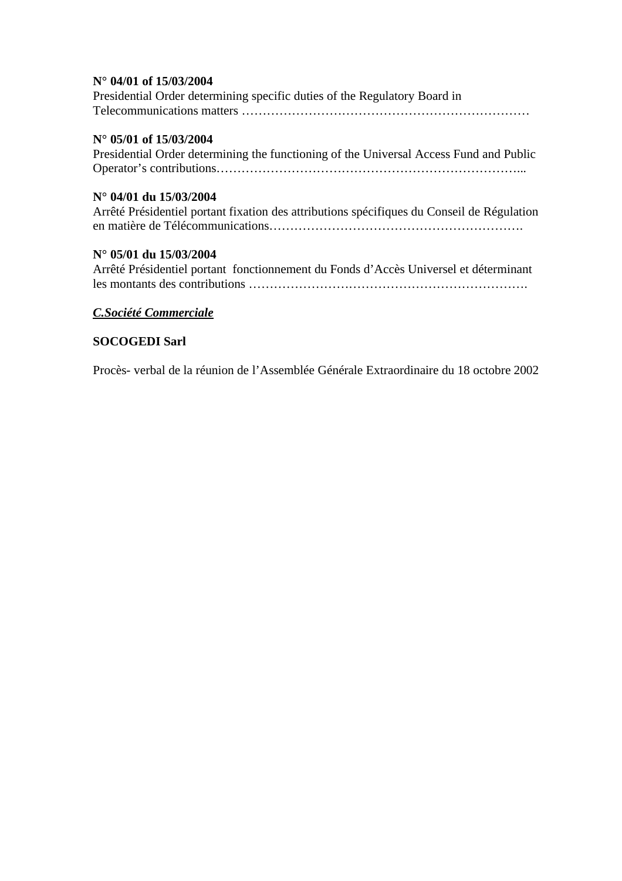**N° 04/01 of 15/03/2004**
Presidential Order determining specific duties of the Regulatory Board in Telecommunications matters ……………………………………………………………

**N° 05/01 of 15/03/2004**
Presidential Order determining the functioning of the Universal Access Fund and Public Operator's contributions…………………………………………………………………..

**N° 04/01 du 15/03/2004**
Arrêté Présidentiel portant fixation des attributions spécifiques du Conseil de Régulation en matière de Télécommunications…………………………………………………….

**N° 05/01 du 15/03/2004**
Arrêté Présidentiel portant fonctionnement du Fonds d'Accès Universel et déterminant les montants des contributions …………………….…………………………………….

***C.Société Commerciale***

**SOCOGEDI Sarl**

Procès- verbal de la réunion de l'Assemblée Générale Extraordinaire du 18 octobre 2002